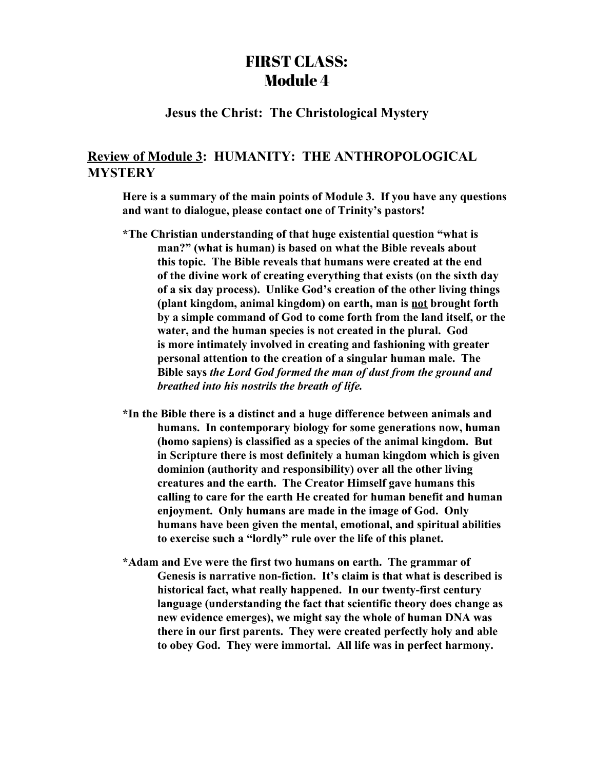# FIRST CLASS:
# Module 4

### Jesus the Christ: The Christological Mystery

## Review of Module 3: HUMANITY: THE ANTHROPOLOGICAL MYSTERY

**Here is a summary of the main points of Module 3. If you have any questions and want to dialogue, please contact one of Trinity's pastors!**

**\*The Christian understanding of that huge existential question "what is man?" (what is human) is based on what the Bible reveals about this topic. The Bible reveals that humans were created at the end of the divine work of creating everything that exists (on the sixth day of a six day process). Unlike God's creation of the other living things (plant kingdom, animal kingdom) on earth, man is <u>not</u> brought forth by a simple command of God to come forth from the land itself, or the water, and the human species is not created in the plural. God is more intimately involved in creating and fashioning with greater personal attention to the creation of a singular human male. The Bible says *the Lord God formed the man of dust from the ground and breathed into his nostrils the breath of life.***

**\*In the Bible there is a distinct and a huge difference between animals and humans. In contemporary biology for some generations now, human (homo sapiens) is classified as a species of the animal kingdom. But in Scripture there is most definitely a human kingdom which is given dominion (authority and responsibility) over all the other living creatures and the earth. The Creator Himself gave humans this calling to care for the earth He created for human benefit and human enjoyment. Only humans are made in the image of God. Only humans have been given the mental, emotional, and spiritual abilities to exercise such a "lordly" rule over the life of this planet.**

**\*Adam and Eve were the first two humans on earth. The grammar of Genesis is narrative non-fiction. It's claim is that what is described is historical fact, what really happened. In our twenty-first century language (understanding the fact that scientific theory does change as new evidence emerges), we might say the whole of human DNA was there in our first parents. They were created perfectly holy and able to obey God. They were immortal. All life was in perfect harmony.**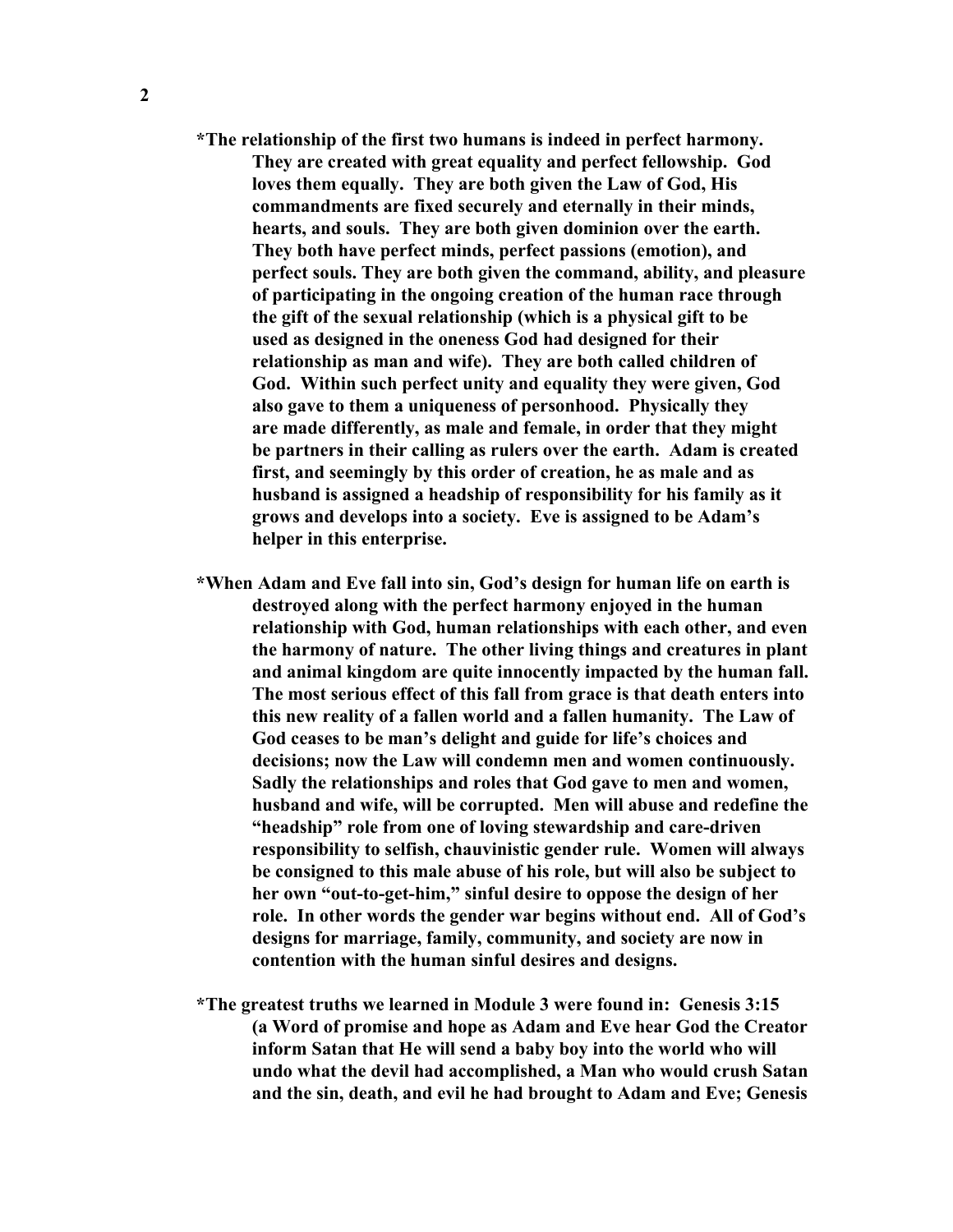**\*The relationship of the first two humans is indeed in perfect harmony. They are created with great equality and perfect fellowship. God loves them equally. They are both given the Law of God, His commandments are fixed securely and eternally in their minds, hearts, and souls. They are both given dominion over the earth. They both have perfect minds, perfect passions (emotion), and perfect souls. They are both given the command, ability, and pleasure of participating in the ongoing creation of the human race through the gift of the sexual relationship (which is a physical gift to be used as designed in the oneness God had designed for their relationship as man and wife). They are both called children of God. Within such perfect unity and equality they were given, God also gave to them a uniqueness of personhood. Physically they are made differently, as male and female, in order that they might be partners in their calling as rulers over the earth. Adam is created first, and seemingly by this order of creation, he as male and as husband is assigned a headship of responsibility for his family as it grows and develops into a society. Eve is assigned to be Adam's helper in this enterprise.**

**\*When Adam and Eve fall into sin, God's design for human life on earth is destroyed along with the perfect harmony enjoyed in the human relationship with God, human relationships with each other, and even the harmony of nature. The other living things and creatures in plant and animal kingdom are quite innocently impacted by the human fall. The most serious effect of this fall from grace is that death enters into this new reality of a fallen world and a fallen humanity. The Law of God ceases to be man's delight and guide for life's choices and decisions; now the Law will condemn men and women continuously. Sadly the relationships and roles that God gave to men and women, husband and wife, will be corrupted. Men will abuse and redefine the "headship" role from one of loving stewardship and care-driven responsibility to selfish, chauvinistic gender rule. Women will always be consigned to this male abuse of his role, but will also be subject to her own "out-to-get-him," sinful desire to oppose the design of her role. In other words the gender war begins without end. All of God's designs for marriage, family, community, and society are now in contention with the human sinful desires and designs.**

**\*The greatest truths we learned in Module 3 were found in: Genesis 3:15 (a Word of promise and hope as Adam and Eve hear God the Creator inform Satan that He will send a baby boy into the world who will undo what the devil had accomplished, a Man who would crush Satan and the sin, death, and evil he had brought to Adam and Eve; Genesis**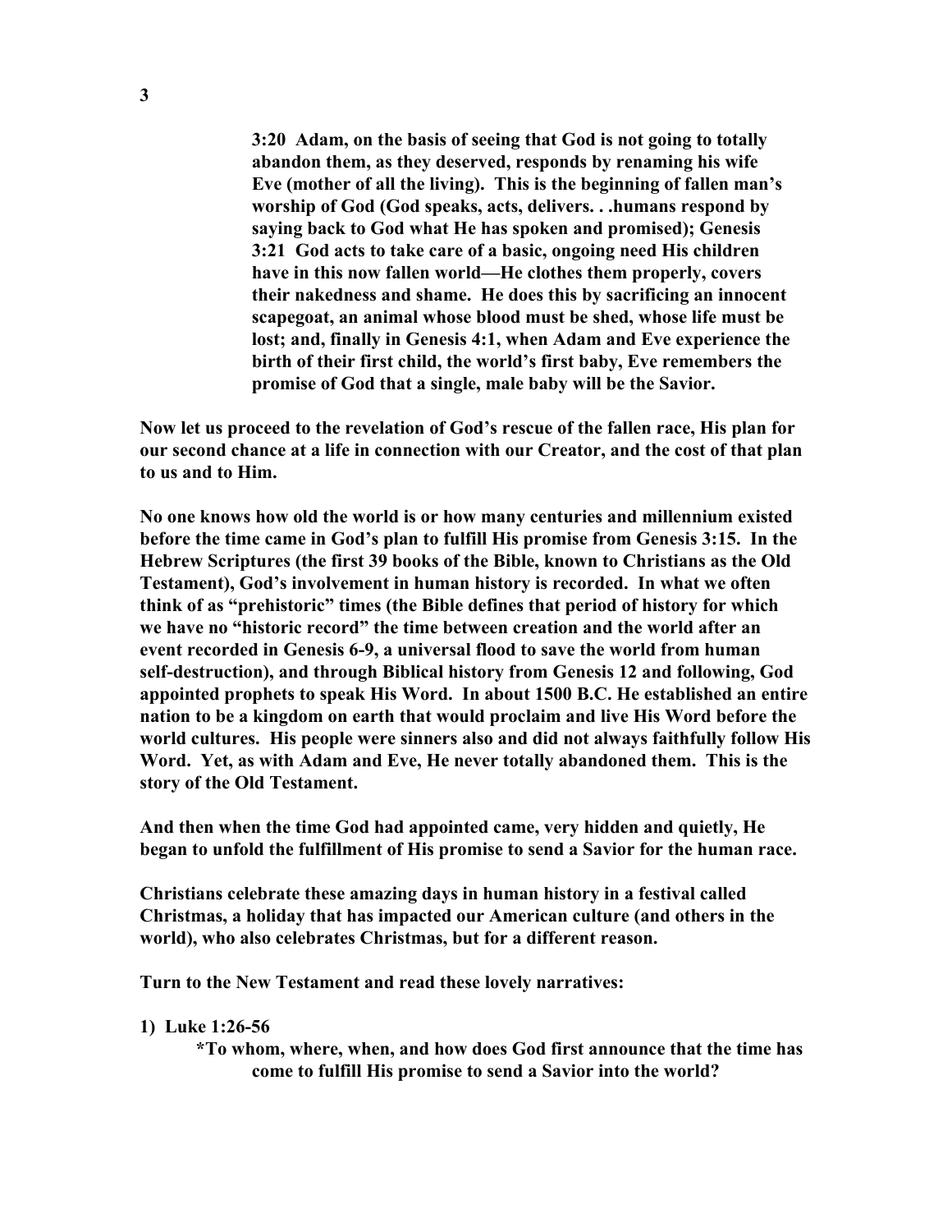**3:20 Adam, on the basis of seeing that God is not going to totally abandon them, as they deserved, responds by renaming his wife Eve (mother of all the living). This is the beginning of fallen man's worship of God (God speaks, acts, delivers. . .humans respond by saying back to God what He has spoken and promised); Genesis 3:21 God acts to take care of a basic, ongoing need His children have in this now fallen world—He clothes them properly, covers their nakedness and shame. He does this by sacrificing an innocent scapegoat, an animal whose blood must be shed, whose life must be lost; and, finally in Genesis 4:1, when Adam and Eve experience the birth of their first child, the world's first baby, Eve remembers the promise of God that a single, male baby will be the Savior.**

**Now let us proceed to the revelation of God's rescue of the fallen race, His plan for our second chance at a life in connection with our Creator, and the cost of that plan to us and to Him.**

**No one knows how old the world is or how many centuries and millennium existed before the time came in God's plan to fulfill His promise from Genesis 3:15. In the Hebrew Scriptures (the first 39 books of the Bible, known to Christians as the Old Testament), God's involvement in human history is recorded. In what we often think of as "prehistoric" times (the Bible defines that period of history for which we have no "historic record" the time between creation and the world after an event recorded in Genesis 6-9, a universal flood to save the world from human self-destruction), and through Biblical history from Genesis 12 and following, God appointed prophets to speak His Word. In about 1500 B.C. He established an entire nation to be a kingdom on earth that would proclaim and live His Word before the world cultures. His people were sinners also and did not always faithfully follow His Word. Yet, as with Adam and Eve, He never totally abandoned them. This is the story of the Old Testament.**

**And then when the time God had appointed came, very hidden and quietly, He began to unfold the fulfillment of His promise to send a Savior for the human race.**

**Christians celebrate these amazing days in human history in a festival called Christmas, a holiday that has impacted our American culture (and others in the world), who also celebrates Christmas, but for a different reason.**

**Turn to the New Testament and read these lovely narratives:**

**1) Luke 1:26-56**

**\*To whom, where, when, and how does God first announce that the time has come to fulfill His promise to send a Savior into the world?**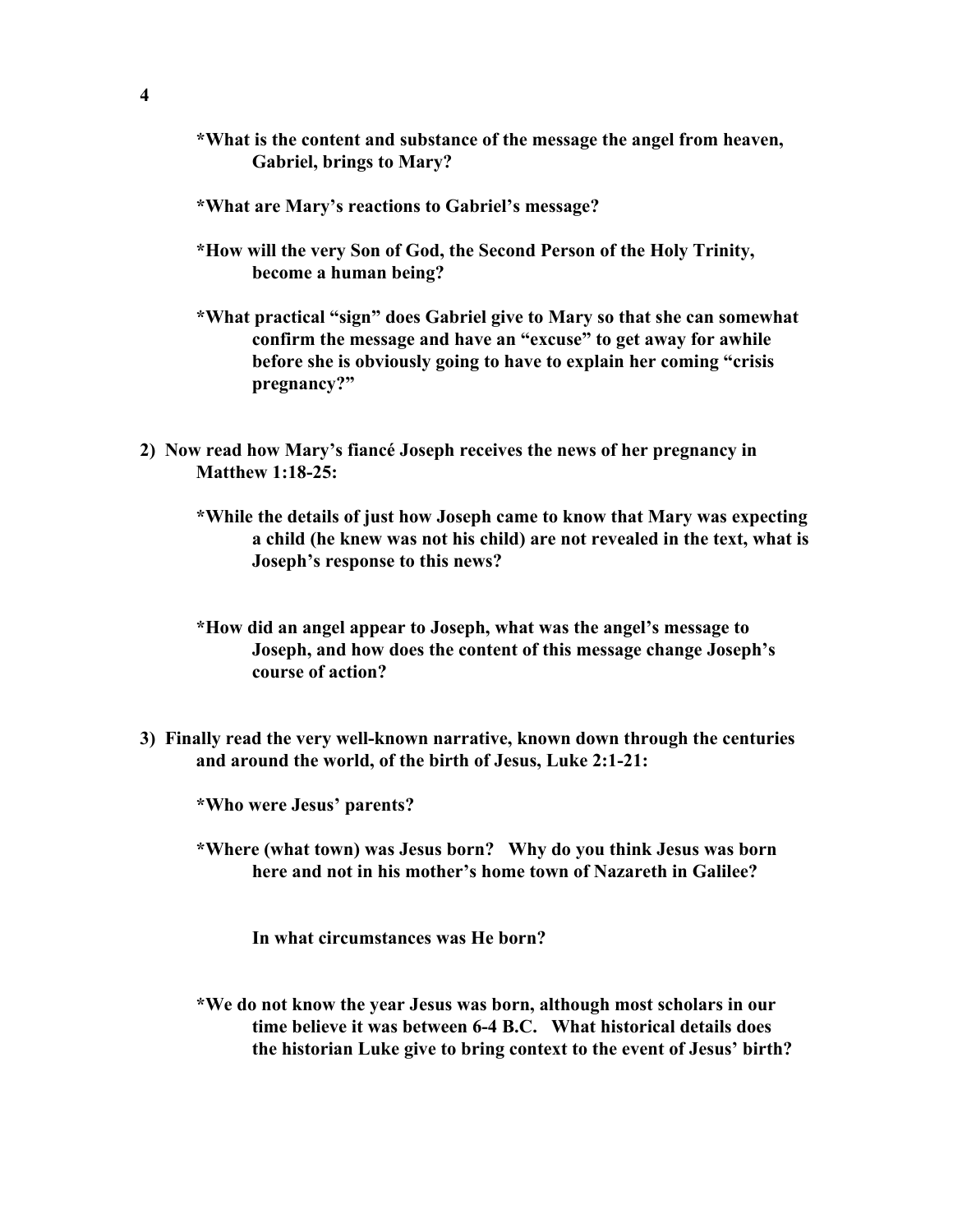**\*What is the content and substance of the message the angel from heaven, Gabriel, brings to Mary?**

**\*What are Mary's reactions to Gabriel's message?**

**\*How will the very Son of God, the Second Person of the Holy Trinity, become a human being?**

**\*What practical "sign" does Gabriel give to Mary so that she can somewhat confirm the message and have an "excuse" to get away for awhile before she is obviously going to have to explain her coming "crisis pregnancy?"**

**2) Now read how Mary's fiancé Joseph receives the news of her pregnancy in Matthew 1:18-25:**

**\*While the details of just how Joseph came to know that Mary was expecting a child (he knew was not his child) are not revealed in the text, what is Joseph's response to this news?**

**\*How did an angel appear to Joseph, what was the angel's message to Joseph, and how does the content of this message change Joseph's course of action?**

**3) Finally read the very well-known narrative, known down through the centuries and around the world, of the birth of Jesus, Luke 2:1-21:**

**\*Who were Jesus' parents?**

**\*Where (what town) was Jesus born? Why do you think Jesus was born here and not in his mother's home town of Nazareth in Galilee?**

**In what circumstances was He born?**

**\*We do not know the year Jesus was born, although most scholars in our time believe it was between 6-4 B.C. What historical details does the historian Luke give to bring context to the event of Jesus' birth?**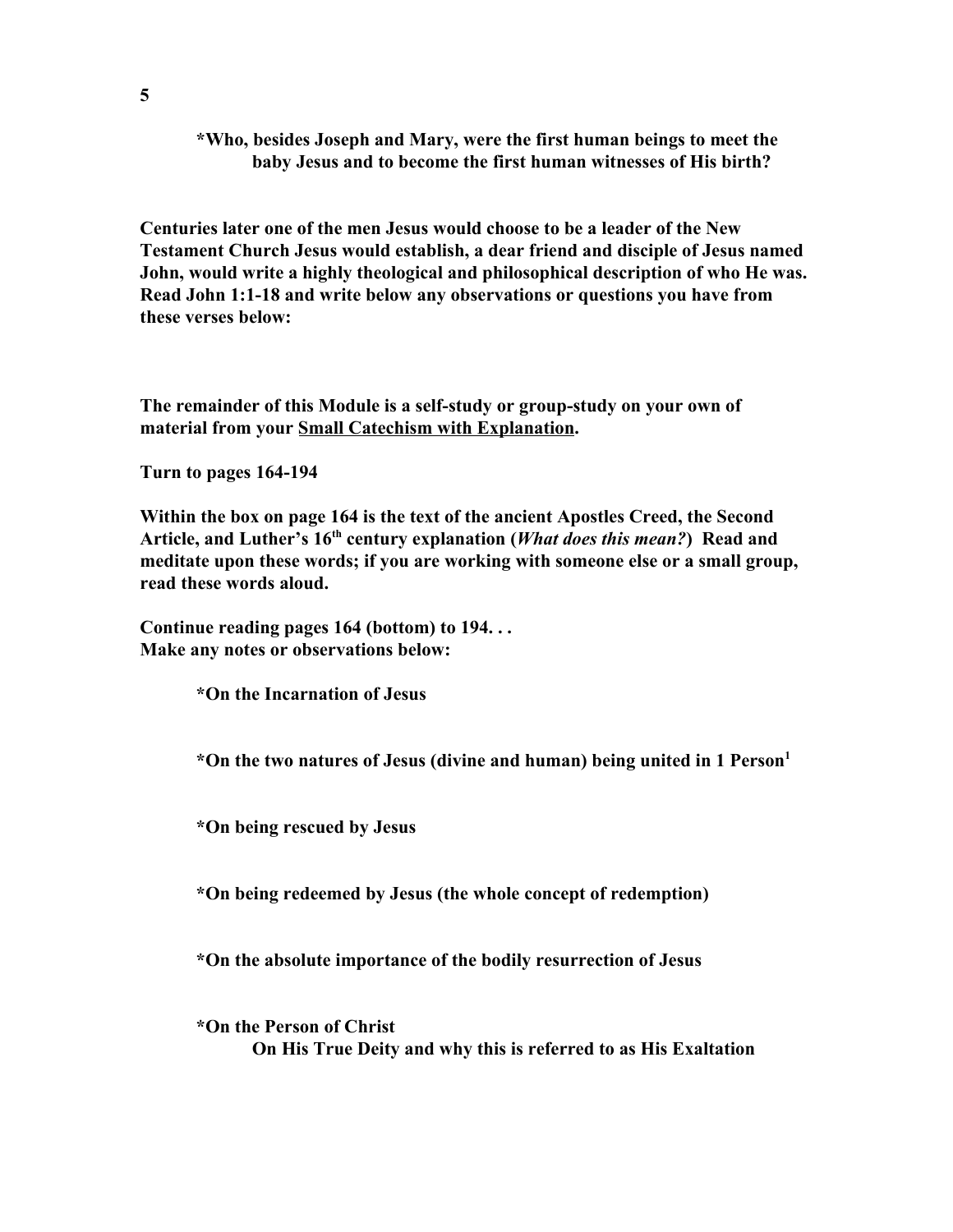**\*Who, besides Joseph and Mary, were the first human beings to meet the baby Jesus and to become the first human witnesses of His birth?**

**Centuries later one of the men Jesus would choose to be a leader of the New Testament Church Jesus would establish, a dear friend and disciple of Jesus named John, would write a highly theological and philosophical description of who He was. Read John 1:1-18 and write below any observations or questions you have from these verses below:**

**The remainder of this Module is a self-study or group-study on your own of material from your <u>Small Catechism with Explanation</u>.**

**Turn to pages 164-194**

**Within the box on page 164 is the text of the ancient Apostles Creed, the Second Article, and Luther's 16th century explanation (*What does this mean?*) Read and meditate upon these words; if you are working with someone else or a small group, read these words aloud.**

**Continue reading pages 164 (bottom) to 194. . .**
**Make any notes or observations below:**

**\*On the Incarnation of Jesus**

**\*On the two natures of Jesus (divine and human) being united in 1 Person[1]**

**\*On being rescued by Jesus**

**\*On being redeemed by Jesus (the whole concept of redemption)**

**\*On the absolute importance of the bodily resurrection of Jesus**

**\*On the Person of Christ**
**On His True Deity and why this is referred to as His Exaltation**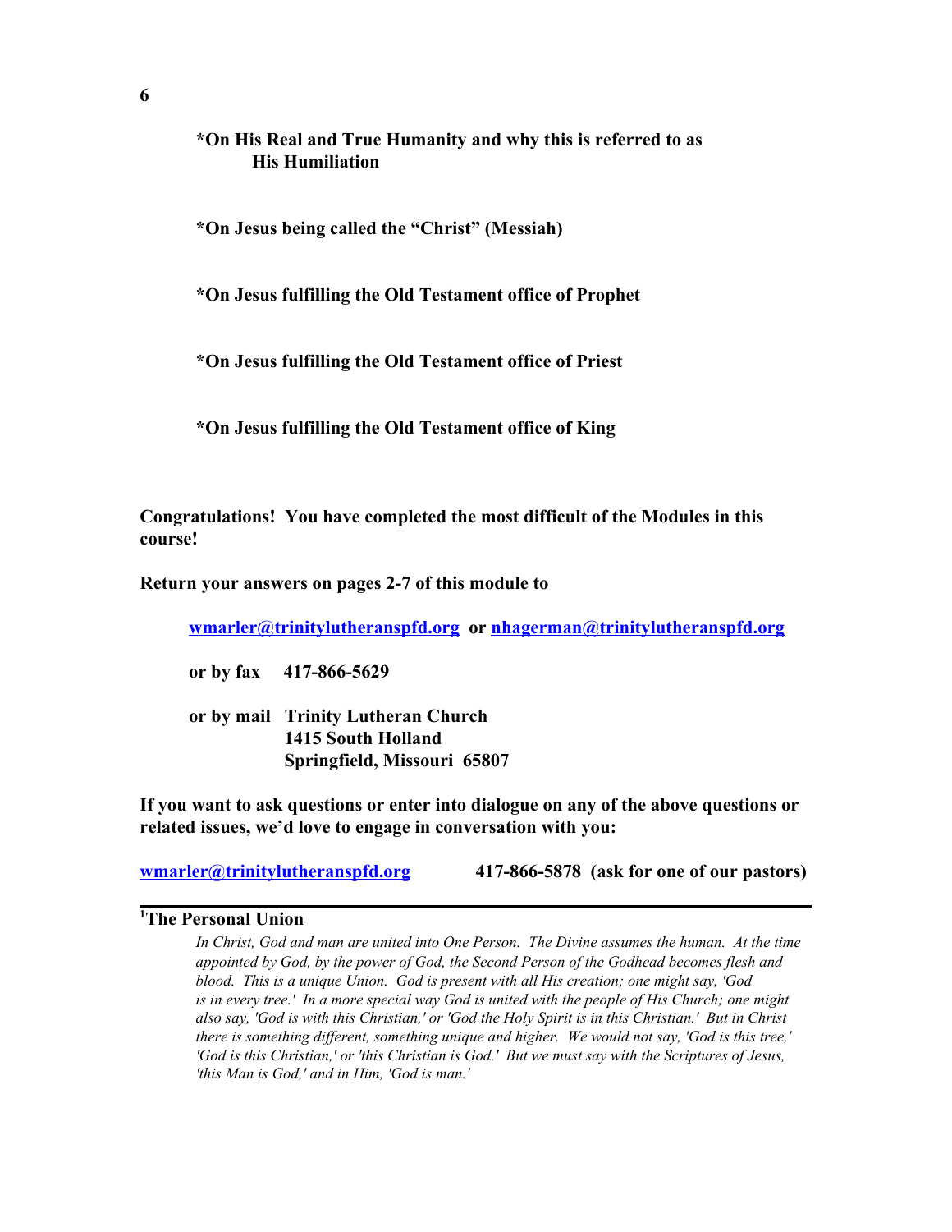**\*On His Real and True Humanity and why this is referred to as His Humiliation**

**\*On Jesus being called the "Christ" (Messiah)**

**\*On Jesus fulfilling the Old Testament office of Prophet**

**\*On Jesus fulfilling the Old Testament office of Priest**

**\*On Jesus fulfilling the Old Testament office of King**

**Congratulations! You have completed the most difficult of the Modules in this course!**

**Return your answers on pages 2-7 of this module to**

> **wmarler@trinitylutheranspfd.org or nhagerman@trinitylutheranspfd.org**
>
> **or by fax 417-866-5629**
>
> **or by mail Trinity Lutheran Church**
> **1415 South Holland**
> **Springfield, Missouri 65807**

**If you want to ask questions or enter into dialogue on any of the above questions or related issues, we'd love to engage in conversation with you:**

**wmarler@trinitylutheranspfd.org 417-866-5878 (ask for one of our pastors)**

---

**[1]The Personal Union**

> *In Christ, God and man are united into One Person. The Divine assumes the human. At the time appointed by God, by the power of God, the Second Person of the Godhead becomes flesh and blood. This is a unique Union. God is present with all His creation; one might say, 'God is in every tree.' In a more special way God is united with the people of His Church; one might also say, 'God is with this Christian,' or 'God the Holy Spirit is in this Christian.' But in Christ there is something different, something unique and higher. We would not say, 'God is this tree,' 'God is this Christian,' or 'this Christian is God.' But we must say with the Scriptures of Jesus, 'this Man is God,' and in Him, 'God is man.'*